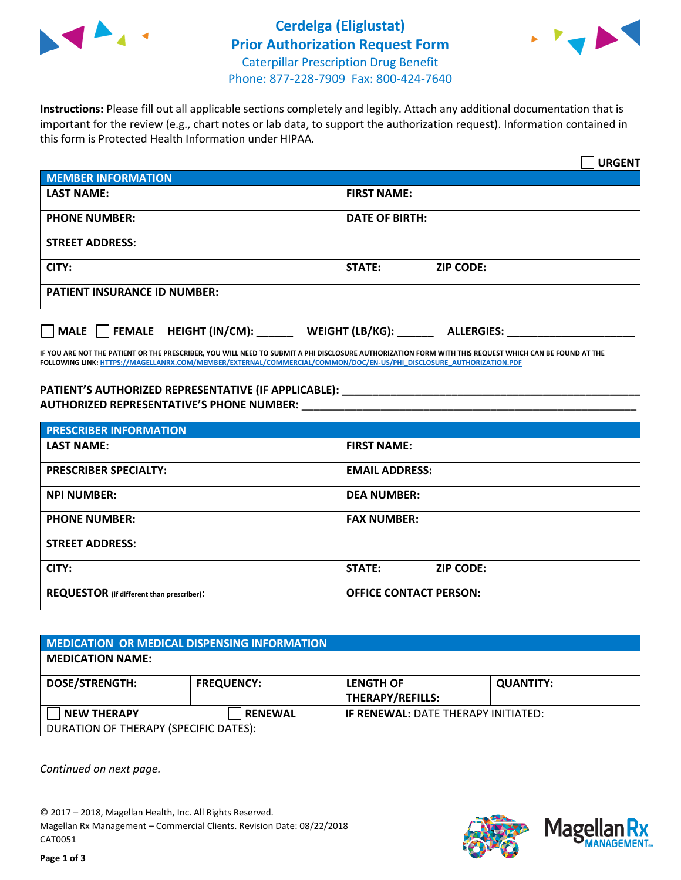# Cerdelga (Eliglustat)
## Prior Authorization Request Form
Caterpillar Prescription Drug Benefit
Phone: 877-228-7909 Fax: 800-424-7640

**Instructions:** Please fill out all applicable sections completely and legibly. Attach any additional documentation that is important for the review (e.g., chart notes or lab data, to support the authorization request). Information contained in this form is Protected Health Information under HIPAA.

☐ **URGENT**

| **MEMBER INFORMATION** | |
|---|---|
| **LAST NAME:** | **FIRST NAME:** |
| **PHONE NUMBER:** | **DATE OF BIRTH:** |
| **STREET ADDRESS:** | |
| **CITY:** | **STATE:** **ZIP CODE:** |
| **PATIENT INSURANCE ID NUMBER:** | |

☐ **MALE** ☐ **FEMALE** **HEIGHT (IN/CM):** ______ **WEIGHT (LB/KG):** ______ **ALLERGIES:** ____________________

**IF YOU ARE NOT THE PATIENT OR THE PRESCRIBER, YOU WILL NEED TO SUBMIT A PHI DISCLOSURE AUTHORIZATION FORM WITH THIS REQUEST WHICH CAN BE FOUND AT THE FOLLOWING LINK: HTTPS://MAGELLANRX.COM/MEMBER/EXTERNAL/COMMERCIAL/COMMON/DOC/EN-US/PHI_DISCLOSURE_AUTHORIZATION.PDF**

**PATIENT'S AUTHORIZED REPRESENTATIVE (IF APPLICABLE):** ____________________________________________
**AUTHORIZED REPRESENTATIVE'S PHONE NUMBER:** ____________________________________________

| **PRESCRIBER INFORMATION** | |
|---|---|
| **LAST NAME:** | **FIRST NAME:** |
| **PRESCRIBER SPECIALTY:** | **EMAIL ADDRESS:** |
| **NPI NUMBER:** | **DEA NUMBER:** |
| **PHONE NUMBER:** | **FAX NUMBER:** |
| **STREET ADDRESS:** | |
| **CITY:** | **STATE:** **ZIP CODE:** |
| **REQUESTOR** (if different than prescriber)**:** | **OFFICE CONTACT PERSON:** |

| **MEDICATION OR MEDICAL DISPENSING INFORMATION** | | | |
|---|---|---|---|
| **MEDICATION NAME:** | | | |
| **DOSE/STRENGTH:** | **FREQUENCY:** | **LENGTH OF THERAPY/REFILLS:** | **QUANTITY:** |
| ☐ **NEW THERAPY** | ☐ **RENEWAL** | **IF RENEWAL:** DATE THERAPY INITIATED: | |
| DURATION OF THERAPY (SPECIFIC DATES): | | | |

*Continued on next page.*

© 2017 – 2018, Magellan Health, Inc. All Rights Reserved.
Magellan Rx Management – Commercial Clients. Revision Date: 08/22/2018
CAT0051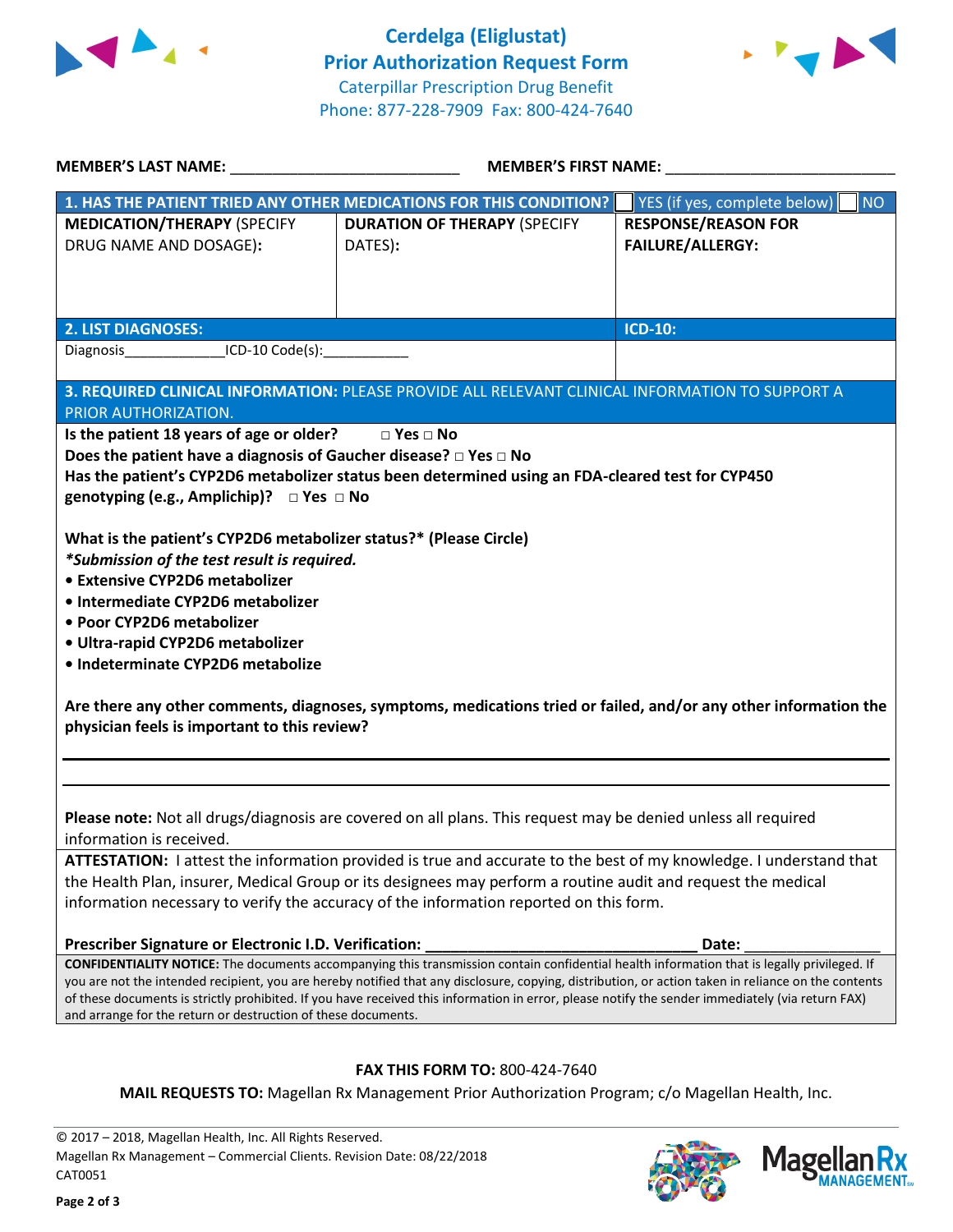# Cerdelga (Eliglustat) Prior Authorization Request Form

Caterpillar Prescription Drug Benefit
Phone: 877-228-7909 Fax: 800-424-7640

**MEMBER'S LAST NAME:** ___________________________ **MEMBER'S FIRST NAME:** ___________________________

| **1. HAS THE PATIENT TRIED ANY OTHER MEDICATIONS FOR THIS CONDITION?** | | ☐ YES (if yes, complete below) ☐ NO |
|---|---|---|
| **MEDICATION/THERAPY** (SPECIFY DRUG NAME AND DOSAGE): | **DURATION OF THERAPY** (SPECIFY DATES): | **RESPONSE/REASON FOR FAILURE/ALLERGY:** |
| | | |

| **2. LIST DIAGNOSES:** | **ICD-10:** |
|---|---|
| Diagnosis_____________ICD-10 Code(s):___________ | |

**3. REQUIRED CLINICAL INFORMATION:** PLEASE PROVIDE ALL RELEVANT CLINICAL INFORMATION TO SUPPORT A PRIOR AUTHORIZATION.

**Is the patient 18 years of age or older? □ Yes □ No**

**Does the patient have a diagnosis of Gaucher disease? □ Yes □ No**

**Has the patient's CYP2D6 metabolizer status been determined using an FDA-cleared test for CYP450 genotyping (e.g., Amplichip)? □ Yes □ No**

**What is the patient's CYP2D6 metabolizer status?* (Please Circle)**

***Submission of the test result is required.***

- **Extensive CYP2D6 metabolizer**
- **Intermediate CYP2D6 metabolizer**
- **Poor CYP2D6 metabolizer**
- **Ultra-rapid CYP2D6 metabolizer**
- **Indeterminate CYP2D6 metabolize**

**Are there any other comments, diagnoses, symptoms, medications tried or failed, and/or any other information the physician feels is important to this review?**

_______________________________________________________________________________

_______________________________________________________________________________

**Please note:** Not all drugs/diagnosis are covered on all plans. This request may be denied unless all required information is received.

**ATTESTATION:** I attest the information provided is true and accurate to the best of my knowledge. I understand that the Health Plan, insurer, Medical Group or its designees may perform a routine audit and request the medical information necessary to verify the accuracy of the information reported on this form.

**Prescriber Signature or Electronic I.D. Verification:** ________________________________ **Date:** ________________

**CONFIDENTIALITY NOTICE:** The documents accompanying this transmission contain confidential health information that is legally privileged. If you are not the intended recipient, you are hereby notified that any disclosure, copying, distribution, or action taken in reliance on the contents of these documents is strictly prohibited. If you have received this information in error, please notify the sender immediately (via return FAX) and arrange for the return or destruction of these documents.

**FAX THIS FORM TO:** 800-424-7640

**MAIL REQUESTS TO:** Magellan Rx Management Prior Authorization Program; c/o Magellan Health, Inc.

© 2017 – 2018, Magellan Health, Inc. All Rights Reserved.
Magellan Rx Management – Commercial Clients. Revision Date: 08/22/2018
CAT0051